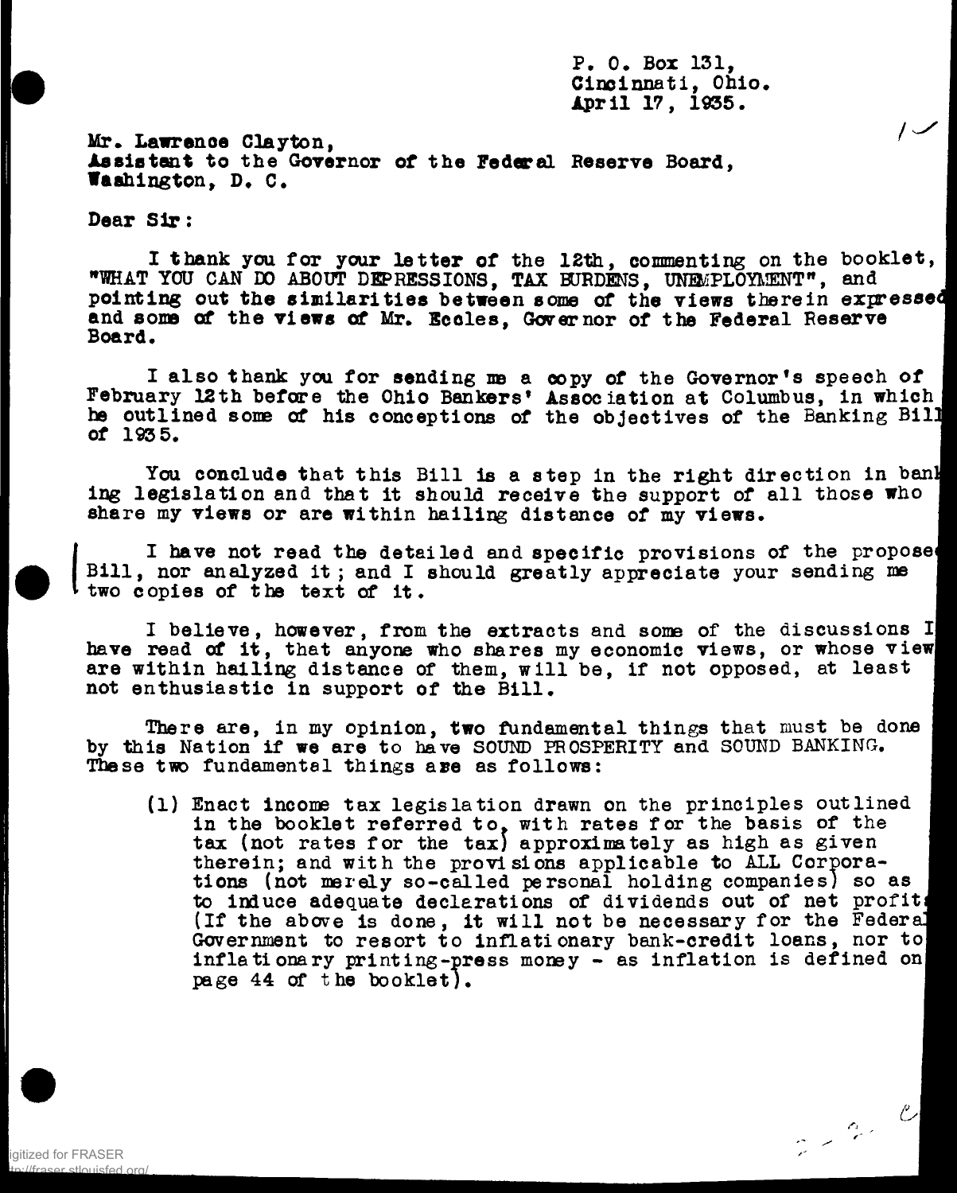P. O. Box 131,
Cincinnati, Ohio.
April 17, 1935.

Mr. Lawrence Clayton,
Assistant to the Governor of the Federal Reserve Board,
Washington, D. C.

Dear Sir:

I thank you for your letter of the 12th, commenting on the booklet, "WHAT YOU CAN DO ABOUT DEPRESSIONS, TAX BURDENS, UNEMPLOYMENT", and pointing out the similarities between some of the views therein expressed and some of the views of Mr. Eccles, Governor of the Federal Reserve Board.

I also thank you for sending me a copy of the Governor's speech of February 12th before the Ohio Bankers' Association at Columbus, in which he outlined some of his conceptions of the objectives of the Banking Bill of 1935.

You conclude that this Bill is a step in the right direction in banking legislation and that it should receive the support of all those who share my views or are within hailing distance of my views.

I have not read the detailed and specific provisions of the proposed Bill, nor analyzed it; and I should greatly appreciate your sending me two copies of the text of it.

I believe, however, from the extracts and some of the discussions I have read of it, that anyone who shares my economic views, or whose views are within hailing distance of them, will be, if not opposed, at least not enthusiastic in support of the Bill.

There are, in my opinion, two fundamental things that must be done by this Nation if we are to have SOUND PROSPERITY and SOUND BANKING. These two fundamental things are as follows:

(1) Enact income tax legislation drawn on the principles outlined in the booklet referred to, with rates for the basis of the tax (not rates for the tax) approximately as high as given therein; and with the provisions applicable to ALL Corporations (not merely so-called personal holding companies) so as to induce adequate declarations of dividends out of net profits. (If the above is done, it will not be necessary for the Federal Government to resort to inflationary bank-credit loans, nor to inflationary printing-press money - as inflation is defined on page 44 of the booklet).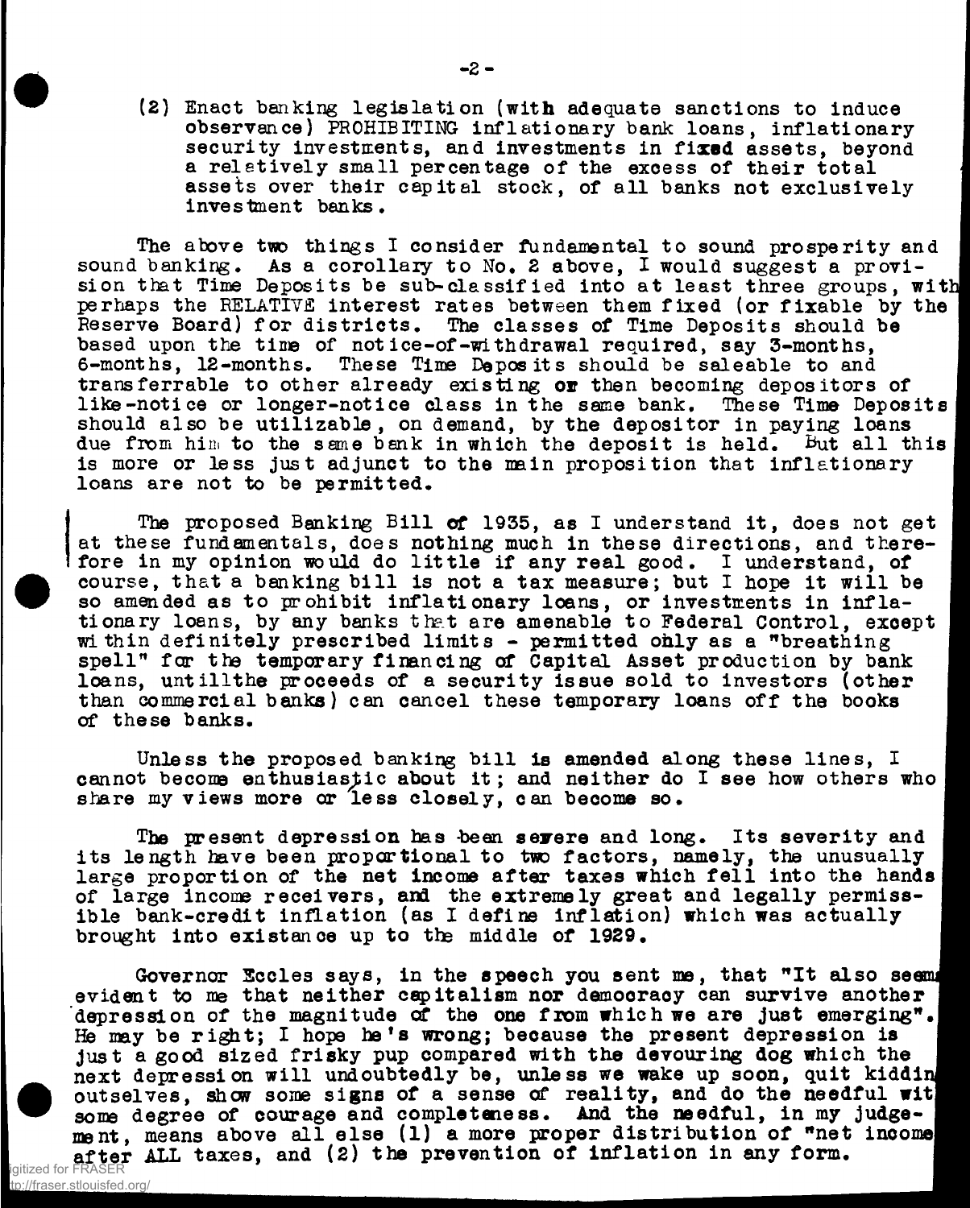(2) Enact banking legislation (with adequate sanctions to induce observance) PROHIBITING inflationary bank loans, inflationary security investments, and investments in fixed assets, beyond a relatively small percentage of the excess of their total assets over their capital stock, of all banks not exclusively investment banks.

The above two things I consider fundamental to sound prosperity and sound banking. As a corollary to No. 2 above, I would suggest a provision that Time Deposits be sub-classified into at least three groups, with perhaps the RELATIVE interest rates between them fixed (or fixable by the Reserve Board) for districts. The classes of Time Deposits should be based upon the time of notice-of-withdrawal required, say 3-months, 6-months, 12-months. These Time Deposits should be saleable to and transferrable to other already existing or then becoming depositors of like-notice or longer-notice class in the same bank. These Time Deposits should also be utilizable, on demand, by the depositor in paying loans due from him to the same bank in which the deposit is held. But all this is more or less just adjunct to the main proposition that inflationary loans are not to be permitted.

The proposed Banking Bill of 1935, as I understand it, does not get at these fundamentals, does nothing much in these directions, and therefore in my opinion would do little if any real good. I understand, of course, that a banking bill is not a tax measure; but I hope it will be so amended as to prohibit inflationary loans, or investments in inflationary loans, by any banks that are amenable to Federal Control, except within definitely prescribed limits - permitted only as a "breathing spell" for the temporary financing of Capital Asset production by bank loans, untillthe proceeds of a security issue sold to investors (other than commercial banks) can cancel these temporary loans off the books of these banks.

Unless the proposed banking bill is amended along these lines, I cannot become enthusiastic about it; and neither do I see how others who share my views more or less closely, can become so.

The present depression has been severe and long. Its severity and its length have been proportional to two factors, namely, the unusually large proportion of the net income after taxes which fell into the hands of large income receivers, and the extremely great and legally permissible bank-credit inflation (as I define inflation) which was actually brought into existance up to the middle of 1929.

Governor Eccles says, in the speech you sent me, that "It also seems evident to me that neither capitalism nor democracy can survive another depression of the magnitude of the one from which we are just emerging". He may be right; I hope he's wrong; because the present depression is just a good sized frisky pup compared with the devouring dog which the next depression will undoubtedly be, unless we wake up soon, quit kidding outselves, show some signs of a sense of reality, and do the needful with some degree of courage and completeness. And the needful, in my judgement, means above all else (1) a more proper distribution of "net income after ALL taxes, and (2) the prevention of inflation in any form.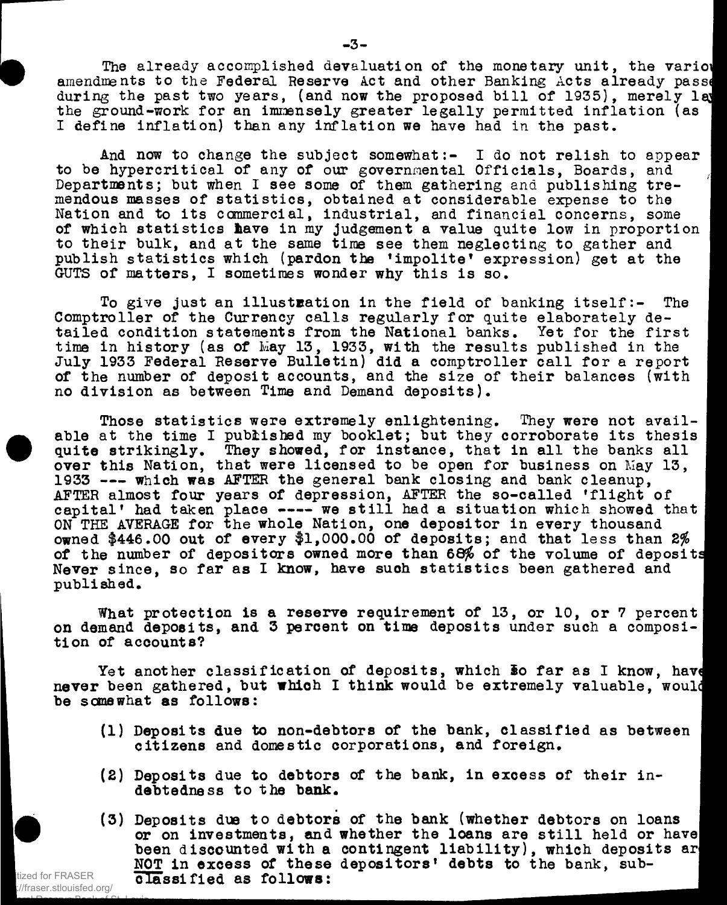The already accomplished devaluation of the monetary unit, the various amendments to the Federal Reserve Act and other Banking Acts already passed during the past two years, (and now the proposed bill of 1935), merely lay the ground-work for an immensely greater legally permitted inflation (as I define inflation) than any inflation we have had in the past.

And now to change the subject somewhat:- I do not relish to appear to be hypercritical of any of our governmental Officials, Boards, and Departments; but when I see some of them gathering and publishing tremendous masses of statistics, obtained at considerable expense to the Nation and to its commercial, industrial, and financial concerns, some of which statistics have in my judgement a value quite low in proportion to their bulk, and at the same time see them neglecting to gather and publish statistics which (pardon the 'impolite' expression) get at the GUTS of matters, I sometimes wonder why this is so.

To give just an illustration in the field of banking itself:- The Comptroller of the Currency calls regularly for quite elaborately detailed condition statements from the National banks. Yet for the first time in history (as of May 13, 1933, with the results published in the July 1933 Federal Reserve Bulletin) did a comptroller call for a report of the number of deposit accounts, and the size of their balances (with no division as between Time and Demand deposits).

Those statistics were extremely enlightening. They were not available at the time I published my booklet; but they corroborate its thesis quite strikingly. They showed, for instance, that in all the banks all over this Nation, that were licensed to be open for business on May 13, 1933 --- which was AFTER the general bank closing and bank cleanup, AFTER almost four years of depression, AFTER the so-called 'flight of capital' had taken place ---- we still had a situation which showed that ON THE AVERAGE for the whole Nation, one depositor in every thousand owned $446.00 out of every $1,000.00 of deposits; and that less than 2% of the number of depositors owned more than 68% of the volume of deposits. Never since, so far as I know, have such statistics been gathered and published.

What protection is a reserve requirement of 13, or 10, or 7 percent on demand deposits, and 3 percent on time deposits under such a composition of accounts?

Yet another classification of deposits, which so far as I know, have never been gathered, but which I think would be extremely valuable, would be somewhat as follows:

(1) Deposits due to non-debtors of the bank, classified as between citizens and domestic corporations, and foreign.

(2) Deposits due to debtors of the bank, in excess of their indebtedness to the bank.

(3) Deposits due to debtors of the bank (whether debtors on loans or on investments, and whether the loans are still held or have been discounted with a contingent liability), which deposits are NOT in excess of these depositors' debts to the bank, sub-classified as follows: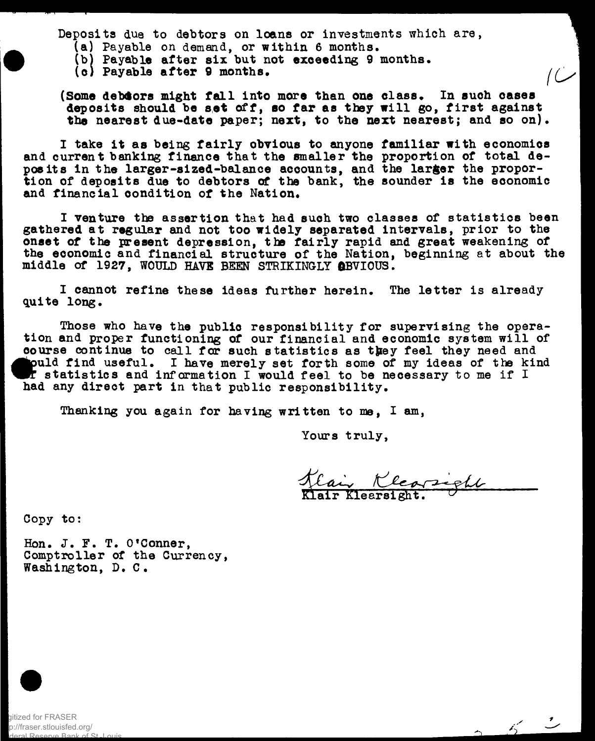Deposits due to debtors on loans or investments which are,

(a) Payable on demand, or within 6 months.
(b) Payable after six but not exceeding 9 months.
(c) Payable after 9 months.

(Some debtors might fall into more than one class. In such cases deposits should be set off, so far as they will go, first against the nearest due-date paper; next, to the next nearest; and so on).

I take it as being fairly obvious to anyone familiar with economics and current banking finance that the smaller the proportion of total deposits in the larger-sized-balance accounts, and the larger the proportion of deposits due to debtors of the bank, the sounder is the economic and financial condition of the Nation.

I venture the assertion that had such two classes of statistics been gathered at regular and not too widely separated intervals, prior to the onset of the present depression, the fairly rapid and great weakening of the economic and financial structure of the Nation, beginning at about the middle of 1927, WOULD HAVE BEEN STRIKINGLY OBVIOUS.

I cannot refine these ideas further herein. The letter is already quite long.

Those who have the public responsibility for supervising the operation and proper functioning of our financial and economic system will of course continue to call for such statistics as they feel they need and would find useful. I have merely set forth some of my ideas of the kind of statistics and information I would feel to be necessary to me if I had any direct part in that public responsibility.

Thanking you again for having written to me, I am,

Yours truly,

Klair Klearsight
Klair Klearsight.

Copy to:

Hon. J. F. T. O'Conner,
Comptroller of the Currency,
Washington, D. C.